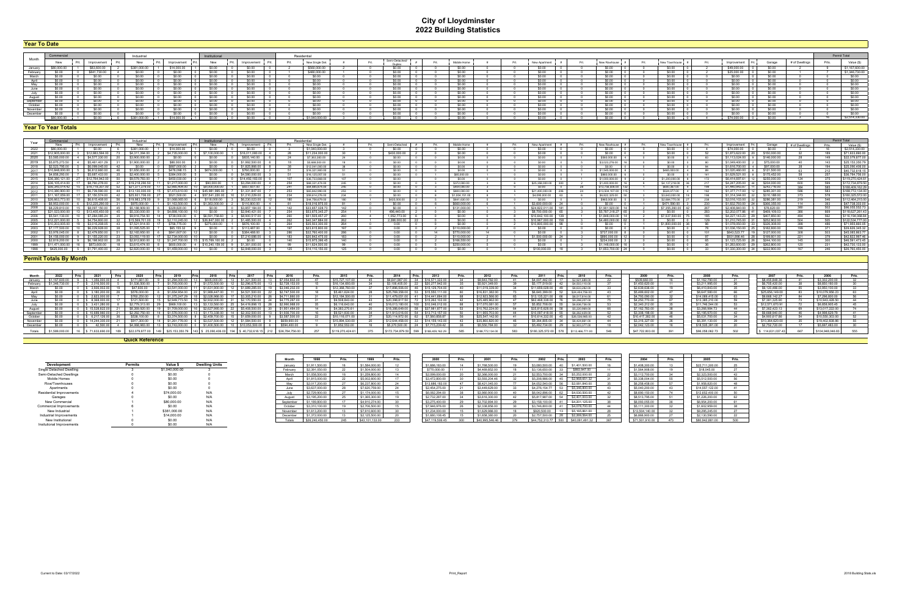# City of Lloydminster
## 2022 Building Statistics

### Year To Date

| Month | Commercial New | Prt. | Commercial Improvement | Prt. | Industrial New | Prt. | Industrial Improvement | Prt. | Institutional New | Prt. | Institutional Improvement | Prt. | Prt. | Residential New Single Det. | # | Prt. | Semi-Detached Duplex | # | Prt. | Mobile Home | # | Prt. | New Apartment | # | Prt. | New Rowhouse | # | Prt. | New Townhouse | # | Improvement | Prt. | Garage | # of Dwellings | Prts. | Value ($) |
|---|---|---|---|---|---|---|---|---|---|---|---|---|---|---|---|---|---|---|---|---|---|---|---|---|---|---|---|---|---|---|---|---|---|---|---|---|---|
| January | $80,000.00 | 1 | $83,000.00 | 2 | $381,000.00 | 1 | $14,000.00 | 1 | $0.00 | 0 | $0.00 | 0 | 2 | $560,000.00 | 2 | 0 | $0.00 | 0 | 0 | $0.00 | 0 | 0 | $0.00 | 0 | 0 | $0.00 | 0 | 0 | $0.00 | 0 | $49,000.00 | 2 | $0.00 | 2 | 9 | $1,167,000.00 |
| February | $0.00 | 0 | $841,730.00 | 4 | $0.00 | 0 | $0.00 | 0 | $0.00 | 0 | $0.00 | 0 | 1 | $480,000.00 | 1 | 0 | $0.00 | 0 | 0 | $0.00 | 0 | 0 | $0.00 | 0 | 0 | $0.00 | 0 | 0 | $0.00 | 0 | $25,000.00 | 2 | $0.00 | 1 | 7 | $1,346,730.00 |
| March | $0.00 | 0 | $0.00 | 0 | $0.00 | 0 | $0.00 | 0 | $0.00 | 0 | $0.00 | 0 | 0 | $0.00 | 0 | 0 | $0.00 | 0 | 0 | $0.00 | 0 | 0 | $0.00 | 0 | 0 | $0.00 | 0 | 0 | $0.00 | 0 | $0.00 | 0 | $0.00 | 0 | 0 | $0.00 |
| April | $0.00 | 0 | $0.00 | 0 | $0.00 | 0 | $0.00 | 0 | $0.00 | 0 | $0.00 | 0 | 0 | $0.00 | 0 | 0 | $0.00 | 0 | 0 | $0.00 | 0 | 0 | $0.00 | 0 | 0 | $0.00 | 0 | 0 | $0.00 | 0 | $0.00 | 0 | $0.00 | 0 | 0 | $0.00 |
| May | $0.00 | 0 | $0.00 | 0 | $0.00 | 0 | $0.00 | 0 | $0.00 | 0 | $0.00 | 0 | 0 | $0.00 | 0 | 0 | $0.00 | 0 | 0 | $0.00 | 0 | 0 | $0.00 | 0 | 0 | $0.00 | 0 | 0 | $0.00 | 0 | $0.00 | 0 | $0.00 | 0 | 0 | $0.00 |
| June | $0.00 | 0 | $0.00 | 0 | $0.00 | 0 | $0.00 | 0 | $0.00 | 0 | $0.00 | 0 | 0 | $0.00 | 0 | 0 | $0.00 | 0 | 0 | $0.00 | 0 | 0 | $0.00 | 0 | 0 | $0.00 | 0 | 0 | $0.00 | 0 | $0.00 | 0 | $0.00 | 0 | 0 | $0.00 |
| July | $0.00 | 0 | $0.00 | 0 | $0.00 | 0 | $0.00 | 0 | $0.00 | 0 | $0.00 | 0 | 0 | $0.00 | 0 | 0 | $0.00 | 0 | 0 | $0.00 | 0 | 0 | $0.00 | 0 | 0 | $0.00 | 0 | 0 | $0.00 | 0 | $0.00 | 0 | $0.00 | 0 | 0 | $0.00 |
| August | $0.00 | 0 | $0.00 | 0 | $0.00 | 0 | $0.00 | 0 | $0.00 | 0 | $0.00 | 0 | 0 | $0.00 | 0 | 0 | $0.00 | 0 | 0 | $0.00 | 0 | 0 | $0.00 | 0 | 0 | $0.00 | 0 | 0 | $0.00 | 0 | $0.00 | 0 | $0.00 | 0 | 0 | $0.00 |
| September | $0.00 | 0 | $0.00 | 0 | $0.00 | 0 | $0.00 | 0 | $0.00 | 0 | $0.00 | 0 | 0 | $0.00 | 0 | 0 | $0.00 | 0 | 0 | $0.00 | 0 | 0 | $0.00 | 0 | 0 | $0.00 | 0 | 0 | $0.00 | 0 | $0.00 | 0 | $0.00 | 0 | 0 | $0.00 |
| October | $0.00 | 0 | $0.00 | 0 | $0.00 | 0 | $0.00 | 0 | $0.00 | 0 | $0.00 | 0 | 0 | $0.00 | 0 | 0 | $0.00 | 0 | 0 | $0.00 | 0 | 0 | $0.00 | 0 | 0 | $0.00 | 0 | 0 | $0.00 | 0 | $0.00 | 0 | $0.00 | 0 | 0 | $0.00 |
| November | $0.00 | 0 | $0.00 | 0 | $0.00 | 0 | $0.00 | 0 | $0.00 | 0 | $0.00 | 0 | 0 | $0.00 | 0 | 0 | $0.00 | 0 | 0 | $0.00 | 0 | 0 | $0.00 | 0 | 0 | $0.00 | 0 | 0 | $0.00 | 0 | $0.00 | 0 | $0.00 | 0 | 0 | $0.00 |
| December | $0.00 | 0 | $0.00 | 0 | $0.00 | 0 | $0.00 | 0 | $0.00 | 0 | $0.00 | 0 | 0 | $0.00 | 0 | 0 | $0.00 | 0 | 0 | $0.00 | 0 | 0 | $0.00 | 0 | 0 | $0.00 | 0 | 0 | $0.00 | 0 | $0.00 | 0 | $0.00 | 0 | 0 | $0.00 |
| | $80,000.00 | 1 | $924,730.00 | 6 | $381,000.00 | 1 | $14,000.00 | 1 | $0.00 | 0 | $0.00 | 0 | 3 | $1,040,000.00 | 3 | 0 | $0.00 | 0 | 0 | $0.00 | 0 | 0 | $0.00 | 0 | 0 | $0.00 | 0 | 0 | $0.00 | 0 | $74,000.00 | 4 | $0.00 | 3 | 16 | $2,513,730.00 |

### Year To Year Totals

| Year | Commercial New | Prt. | Commercial Improvement | Prt. | Industrial New | Prt. | Industrial Improvement | Prt. | Institutional New | Prt. | Institutional Improvement | Prt. | Prt. | Residential New Single Det. | # | Prt. | Semi-Detached | # | Prt. | Mobile Home | # | Prt. | New Apartment | # | Prt. | New Rowhouse | # | Prt. | New Townhouse | # | Improvement | Prt. | Garage | # of Dwellings | Prts. | Value ($) |
|---|---|---|---|---|---|---|---|---|---|---|---|---|---|---|---|---|---|---|---|---|---|---|---|---|---|---|---|---|---|---|---|---|---|---|---|---|---|
| 2022 | $80,000.00 | 1 | $924,730.00 | 6 | $381,000.00 | 1 | $14,000.00 | 1 | $0.00 | 0 | $0.00 | 0 | 3 | $1,040,000.00 | 3 | 0 | $0.00 | 0 | 0 | $0.00 | 0 | 0 | $0.00 | 0 | 0 | $0.00 | 0 | 0 | $0.00 | 0 | $74,000.00 | 4 | $0.00 | 3 | 16 | $2,513,730.00 |
| 2021 | $12,903,900.00 | 8 | $12,083,584.00 | 73 | $4,311,794.00 | 2 | $4,735,000.00 | 5 | $7,100,000.00 | 1 | $16,011,000.00 | 4 | 28 | $11,234,000.00 | 30 | 1 | $430,000.00 | 2 | 0 | $0.00 | 0 | 0 | $0.00 | 0 | 0 | $0.00 | 0 | 0 | $0.00 | 0 | $1,873,622.00 | 53 | $150,000.00 | 32 | 189 | $71,633,900.00 |
| 2020 | $3,565,000.00 | 4 | $4,577,330.00 | 20 | $3,900,000.00 | 2 | $0.00 | 0 | $835,140.00 | 2 | $0.00 | 0 | 24 | $7,303,283.00 | 24 | 0 | $0.00 | 0 | 0 | $0.00 | 0 | 0 | $0.00 | 0 | 1 | $560,000.00 | 4 | 0 | $0.00 | 0 | $1,113,024.00 | 63 | $146,000.00 | 28 | 149 | $22,079,877.00 |
| 2019 | $5,075,273.50 | 8 | $5,491,401.29 | 31 | $1,900,000.00 | 2 | $88,000.00 | 3 | $0.00 | 0 | $1,992,530.00 | 6 | 18 | $5,655,920.00 | 18 | 0 | $0.00 | 0 | 0 | $0.00 | 0 | 3 | $3,093,376.80 | 16 | 0 | $0.00 | 0 | 0 | $0.00 | 0 | $1,049,400.00 | 80 | $75,000.00 | 40 | 143 | $23,150,269.79 |
| 2018 | $2,523,795.00 | 5 | $6,596,645.00 | 43 | $0.00 | 0 | $467,000.00 | 4 | $0.00 | 0 | $1,825,894.00 | 3 | 38 | $12,041,090.00 | 38 | 0 | $0.00 | 0 | 0 | $0.00 | 0 | 0 | $0.00 | 0 | 0 | $0.00 | 0 | 0 | $0.00 | 0 | $1,610,700.00 | 94 | $97,000.00 | 38 | 194 | $25,666,406.29 |
| 2017 | $15,848,000.00 | 5 | $6,683,600.00 | 26 | $1,650,000.00 | 1 | $416,058.00 | 5 | $0.00 | 0 | $760,000.00 | 1 | 51 | $16,127,900.00 | 51 | 0 | $0.00 | 0 | 0 | $0.00 | 0 | 0 | $0.00 | 3 | $1,545,000.00 | 9 | 0 | $460,000.00 | 4 | $1,025,460.00 | 93 | $121,500.00 | 63 | 213 | $45,152,618.15 |
| 2016 | $4,858,250.00 | 7 | $5,487,433.00 | 35 | $2,400,000.00 | 5 | $384,000.00 | 5 | $0.00 | 0 | $4,580,000.00 | 3 | 51 | $16,125,057.00 | 51 | 0 | $0.00 | 0 | 0 | $66,000.00 | 1 | 0 | $0.00 | 3 | $860,000.00 | 6 | 0 | $0.00 | 0 | $1,626,521.00 | 141 | $175,452.00 | 58 | 257 | $36,794,758.00 |
| 2015 | $36,380,121.00 | 27 | $12,764,942.00 | 50 | $9,579,762.00 | 7 | $450,000.00 | 3 | $0.00 | 0 | $14,492,183.00 | 4 | 107 | $36,733,660.00 | 107 | 0 | $0.00 | 0 | 0 | $0.00 | 0 | 0 | $0.00 | 1 | $1,000,000.00 | 6 | 2 | $1,200,000.00 | 8 | $6,414,097.61 | 172 | $255,000.00 | 124 | 375 | $119,270,624.61 |
| 2014 | $38,105,414.00 | 19 | $8,790,276.00 | 37 | $19,218,290.50 | 11 | $1,217,000.00 | 4 | $90,000.00 | 1 | $3,294,000.00 | 4 | 234 | $68,331,474.00 | 245 | 0 | $372,000.00 | 3 | 3 | $0.00 | 0 | 2 | $25,356,000.00 | 200 | 2 | $1,400,000.00 | 16 | 8 | $4,127,216.00 | 36 | $4,247,205.00 | 217 | $204,000.00 | 600 | 589 | $172,734,879.50 |
| 2013 | $36,245,014.42 | 13 | $16,118,357.00 | 32 | $21,071,278.00 | 17 | $2,985,404.00 | 10 | $6,050,000.00 | 1 | $557,807.00 | 7 | 241 | $68,465,978.00 | 246 | 0 | $434,000.00 | 2 | 2 | $0.00 | 0 | 0 | $0.00 | 28 | $13,758,330.00 | 142 | 0 | $630,367.00 | 11 | $1,440,043.00 | 159 | $242,776.00 | 384 | 585 | $188,409,162.29 |
| 2012 | $10,380,900.00 | 11 | $6,739,590.00 | 44 | $13,130,000.00 | 15 | $7,473,610.00 | 14 | $45,981,985.00 | 7 | $1,331,847.00 | 7 | 253 | $68,882,980.00 | 253 | 0 | $800,000.00 | 6 | 6 | $0.00 | 0 | 2 | $21,400,000.00 | 206 | 24 | $13,934,107.00 | 115 | 1 | $524,077.00 | 4 | $1,377,717.00 | 192 | $285,301.00 | 586 | 583 | $188,772,134.00 |
| 2011 | $11,167,059.00 | 17 | $1,150,574.00 | 42 | $25,601,708.00 | 27 | $521,500.00 | 4 | $37,541,220.00 | 10 | $1,710,229.00 | 6 | 234 | $59,614,276.00 | 234 | 0 | $1,834,151.00 | 8 | 8 | $0.00 | 0 | 3 | $4,056,000.00 | 63 | 5 | $4,622,325.00 | 58 | 1 | $3,650,000.00 | 18 | $1,314,344.00 | 168 | $210,188.00 | 373 | 578 | $180,325,572.00 |
| 2010 | $20,663,773.00 | 10 | $6,615,408.00 | 56 | $19,983,278.00 | 9 | $1,090,065.00 | 4 | $118,000.00 | 3 | $6,230,633.00 | 12 | 180 | $48,756,679.00 | 180 | 0 | $435,000.00 | 2 | 5 | $641,500.00 | 5 | 0 | $0.00 | 0 | 3 | $965,000.00 | 5 | 3 | $2,644,775.00 | 27 | $2,016,103.00 | 238 | $286,381.00 | 219 | 546 | $112,464,215.00 |
| 2009 | $6,953,000.00 | 6 | $12,225,290.00 | 31 | $975,000.00 | 1 | $1,163,500.00 | 6 | $1,363,000.00 | 2 | $110,900.00 | 4 | 81 | $0.00 | 0 | 0 | $0.00 | 0 | 6 | $660,000.00 | 6 | 0 | $2,650,000.00 | 24 | 0 | $0.00 | 0 | 1 | $471,360.00 | 3 | $1,632,793.00 | 230 | $966,355.00 | 114 | 393 | $47,738,203.00 |
| 2008 | $8,229,610.00 | 15 | $8,097,150.00 | 45 | $5,188,909.00 | 6 | $329,620.00 | 2 | $0.00 | 0 | $3,857,184.00 | 9 | 142 | $33,657,026.73 | 142 | 0 | $0.00 | 0 | 0 | $131,000.00 | 1 | 5 | $24,822,011.00 | 181 | 3 | $1,901,500.00 | 14 | 2 | $7,355,290.00 | 42 | $2,408,840.00 | 267 | $76,620.00 | 380 | 502 | $96,055,552.73 |
| 2007 | $21,323,000.00 | 13 | $13,405,450.00 | 45 | $5,330,000.00 | 9 | $4,686,100.00 | 10 | $0.00 | 0 | $2,840,421.00 | 7 | 254 | $53,970,287.00 | 254 | 0 | 490,460.00 | 2 | 0 | $0.00 | 0 | 2 | $6,700,000.00 | 46 | 3 | $5,787,018.27 | 25 | 0 | $0.00 | 3 | $2,202,077.98 | 282 | $409,109.03 | 386 | 609 | $118,027,261.43 |
| 2006 | $5,541,130.00 | 10 | $7,384,085.24 | 35 | $9,916,754.50 | 14 | $739,000.00 | 4 | $6,591,758.00 | 5 | $8,900,517.00 | 5 | 260 | $61,503,457.27 | 260 | 4 | 1,052,773.00 | 6 | 0 | $0.00 | 0 | 5 | $10,642,100.00 | 129 | 3 | $1,848,000.00 | 14 | 2 | $7,537,500.00 | 75 | 165 | $4,227,143.22 | 29 | $407,850.00 | 494 | 562 | $116,194,068.64 |
| 2005 | $12,221,000.00 | 8 | $4,754,900.00 | 33 | $15,509,701.00 | 19 | $2,110,240.00 | 12 | $26,847,000.00 | 2 | $1,485,530.00 | 4 | 262 | $51,503,884.00 | 262 | 0 | 2,288,000.00 | 22 | 0 | $0.00 | 0 | 0 | $10,987,000.00 | 159 | 3 | $4,480,000.00 | 82 | 0 | $0.00 | 0 | $1,210,765.00 | 129 | $252,802.00 | 504 | 505 | $122,534,777.00 |
| 2004 | $10,203,005.00 | 19 | $3,015,208.05 | 43 | $7,521,914.00 | 17 | $758,775.00 | 7 | $275,000.00 | 1 | $676,100.00 | 6 | 264 | $35,503,300.00 | 264 | 0 | 0.00 | 0 | 0 | $0.00 | 0 | 2 | $10,600,000.00 | 98 | 0 | $0.00 | 0 | 1 | $1,800,000.00 | 36 | 96 | $1,076,050.00 | 33 | $326,308.00 | 396 | 486 | $71,955,660.05 |
| 2003 | $7,177,500.00 | 10 | $6,326,928.00 | 38 | $1,095,525.00 | 7 | $65,153.32 | 9 | $0.00 | 0 | $113,487.00 | 5 | 197 | $23,615,800.00 | 197 | 0 | 0.00 | 0 | 2 | $110,000.00 | 2 | 0 | $0.00 | 0 | 0 | $0.00 | 0 | 0 | $0.00 | 0 | 78 | $1,036,150.00 | 25 | $182,800.00 | 199 | 371 | $39,636,343.32 |
| 2002 | $3,976,045.00 | 8 | $2,479,850.00 | 51 | $2,165,950.00 | 6 | $641,607.00 | 12 | $0.00 | 0 | $384,488.00 | 3 | 286 | $32,760,400.00 | 286 | 0 | 0.00 | 0 | 14 | $770,000.00 | 14 | 0 | $0.00 | 0 | 3 | $737,000.00 | 8 | 0 | $0.00 | 0 | 101 | $843,523.77 | 19 | $127,000.00 | 308 | 503 | $45,065,863.77 |
| 2001 | $4,156,000.00 | 9 | $1,155,230.00 | 23 | $3,063,116.00 | 17 | $2,734,000.00 | 10 | $0.00 | 0 | $7,270,686.00 | 6 | 183 | $20,662,475.00 | 183 | 0 | 0.00 | 0 | 2 | $110,000.00 | 2 | 1 | $1,500,000.00 | 24 | 3 | $895,000.00 | 12 | 0 | $0.00 | 0 | 97 | $631,698.46 | 28 | $199,601.00 | 221 | 379 | $42,822,997.46 |
| 2000 | $2,819,200.00 | 9 | $6,198,902.00 | 28 | $2,812,800.00 | 12 | $1,247,700.00 | 15 | $15,789,100.00 | 2 | $0.00 | 0 | 140 | $15,975,396.45 | 140 | 0 | 0.00 | 0 | 2 | $166,550.00 | 2 | 0 | $0.00 | 0 | 3 | $234,000.00 | 3 | 0 | $0.00 | 0 | 65 | $1,123,725.00 | 26 | $244,100.00 | 145 | 300 | $46,591,473.45 |
| 1999 | $11,471,000.00 | 16 | $875,600.00 | 18 | $3,615,474.00 | 8 | $600,000.00 | 4 | $10,240,159.00 | 6 | $1,391,000.00 | 4 | 98 | $11,634,630.00 | 98 | 0 | 0.00 | 0 | 1 | $250,000.00 | 1 | 0 | $0.00 | 0 | 3 | $1,140,000.00 | 16 | 0 | $0.00 | 0 | 36 | $1,263,600.00 | 29 | $262,800.00 | 120 | 231 | $42,735,133.00 |
| 1998 | $425,000.00 | 5 | $1,791,400.00 | 22 | $2,820,000.00 | 10 | $1,459,000.00 | 10 | $0.00 | 0 | $2,848,000.00 | 3 | 125 | $14,110,150.00 | 125 | 0 | 0.00 | 0 | 0 | $0.00 | 0 | 1 | $100,000.00 | 18 | 3 | $1,653,700.00 | 24 | 0 | $0.00 | 0 | 33 | $1,330,300.00 | 34 | $222,900.00 | 167 | 246 | $26,760,450.00 |

### Permit Totals By Month

| Month | 2022 | Prts. | 2021 | Prts. | 2020 | Prts. | 2019 | Prts. | 2018 | Prts. | 2017 | Prts. | 2016 | Prts. | 2015 | Prts. | 2014 | Prts. | 2013 | Prts. | 2012 | Prts. | 2011 | Prts. | 2010 | Prts. | 2009 | Prts. | 2008 | Prts. | 2007 | Prts. | 2006 | Prts. |
|---|---|---|---|---|---|---|---|---|---|---|---|---|---|---|---|---|---|---|---|---|---|---|---|---|---|---|---|---|---|---|---|---|---|---|
| January | $1,167,000.00 | 9 | $1,356,000.00 | 8 | $171,661.00 | 9 | $1,294,000.00 | 13 | $605,000.00 | 13 | $1,321,500.00 | 13 | $7,054,602.00 | 17 | $15,727,107.00 | 45 | $9,641,967.00 | 34 | $16,571,322.00 | 34 | $9,643,762.00 | 41 | $4,007,442.00 | 17 | $2,521,889.00 | 22 | $509,660.00 | 16 | $1,162,790.00 | 31 | $8,455,848.36 | 41 | $3,303,205.00 | 32 |
| February | $1,346,730.00 | 7 | $2,016,500.00 | 5 | $1,336,500.00 | 7 | $1,705,000.00 | 7 | $1,572,500.00 | 12 | $2,296,675.00 | 13 | $2,728,153.00 | 15 | $16,134,650.00 | 34 | $3,108,405.00 | 22 | $20,277,942.00 | 35 | $5,921,349.00 | 39 | $5,177,519.00 | 42 | $4,503,110.00 | 37 | $1,456,620.00 | 11 | $3,211,995.00 | 26 | $6,705,435.00 | 38 | $8,650,160.00 | 30 |
| March | $0.00 | 0 | $3,606,002.00 | 19 | $47,600.00 | 8 | $3,541,000.00 | 11 | $1,831,900.00 | 13 | $1,689,285.00 | 19 | $3,046,202.00 | 19 | $12,308,700.00 | 37 | $17,996,508.00 | 46 | $15,129,704.00 | 40 | $11,079,339.00 | 34 | $11,659,028.00 | 49 | $8,633,292.00 | 33 | $2,026,636.00 | 19 | $6,410,843.00 | 35 | $9,120,486.00 | 55 | $3,956,100.00 | 33 |
| April | $0.00 | 0 | $3,180,202.00 | 28 | $576,000.00 | 6 | $1,654,954.00 | 22 | $1,989,447.00 | 11 | $4,521,500.00 | 22 | $2,747,500.00 | 18 | $5,461,624.00 | 28 | $25,769,358.00 | 53 | $15,550,111.00 | 66 | $16,831,382.00 | 73 | $8,640,399.00 | 52 | $24,484,756.00 | 43 | $5,469,652.00 | 47 | $6,647,580.00 | 66 | $25,606,149.00 | 83 | $10,079,856.23 | 63 |
| May | $0.00 | 0 | $2,623,003.00 | 17 | $760,250.00 | 12 | $1,375,247.29 | 18 | $2,026,966.00 | 17 | $3,325,210.00 | 26 | $4,711,860.00 | 31 | $12,164,500.00 | 31 | $11,479,051.00 | 41 | $14,441,694.00 | 68 | $12,923,566.00 | 65 | $13,135,221.00 | 68 | $8,617,914.00 | 61 | $4,750,098.00 | 32 | $14,069,415.00 | 63 | $9,668,142.27 | 84 | $7,266,600.00 | 56 |
| June | $0.00 | 0 | $8,268,000.00 | 17 | $121,500.00 | 15 | $2,949,773.50 | 16 | $2,932,000.00 | 21 | $2,170,550.00 | 24 | $4,775,267.00 | 21 | $9,508,943.00 | 43 | $20,398,817.50 | 72 | $15,262,102.00 | 42 | $25,465,962.00 | 47 | $62,468,338.00 | 76 | $8,299,207.00 | 75 | $4,250,775.00 | 67 | $13,385,210.00 | 59 | $7,381,325.90 | 73 | $10,943,428.50 | 44 |
| July | $0.00 | 0 | $3,431,285.00 | 8 | $2,776,213.50 | 29 | $469,100.00 | 13 | $13,132,560.00 | 25 | $4,419,898.15 | 28 | $2,950,988.00 | 35 | $6,119,643.00 | 40 | $16,013,180.00 | 100 | $10,049,012.00 | 68 | $17,070,061.00 | 57 | $5,852,708.00 | 55 | $8,686,756.00 | 53 | $2,340,212.00 | 35 | $11,749,544.00 | 53 | $12,577,070.91 | 72 | $6,658,965.45 | 45 |
| August | $0.00 | 0 | $15,528,622.00 | 24 | $8,269,920.00 | 19 | $1,709,000.00 | 16 | $2,627,995.00 | 22 | $5,408,500.00 | 30 | $1,951,484.00 | 14 | $4,383,276.61 | 35 | $18,386,649.00 | 58 | $37,981,877.00 | 53 | $10,762,224.00 | 64 | $35,615,028.00 | 58 | $5,220,989.00 | 66 | $7,162,782.00 | 38 | $3,299,984.73 | 44 | $7,362,423.13 | 69 | $13,017,222.00 | 74 |
| September | $0.00 | 0 | $10,689,960.00 | 21 | $2,292,750.00 | 14 | $1,070,000.00 | 14 | $1,173,338.00 | 14 | $2,333,500.00 | 13 | $1,608,700.00 | 16 | $8,521,833.00 | 24 | $13,013,016.00 | 54 | $13,713,157.00 | 59 | $11,955,703.00 | 44 | $10,097,418.00 | 55 | $6,262,425.00 | 52 | $2,308,198.00 | 38 | $5,195,970.00 | 42 | $6,688,940.00 | 40 | $4,998,829.79 | 41 |
| October | $0.00 | 0 | $6,217,129.00 | 36 | $538,100.00 | 8 | $3,374,500.00 | 8 | $2,459,700.00 | 15 | $1,659,000.00 | 9 | $3,587,500.00 | 22 | $10,116,077.00 | 27 | $20,114,972.00 | 62 | $7,560,858.67 | 56 | $25,547,142.00 | 41 | $10,614,332.00 | 45 | $26,526,065.00 | 42 | $10,417,382.00 | 46 | $5,031,700.00 | 34 | $4,950,617.86 | 54 | $10,550,303.00 | 32 |
| November | $0.00 | 0 | $14,244,335.00 | 21 | $917,300.00 | 14 | $1,261,776.00 | 8 | $3,537,500.00 | 12 | $1,584,500.00 | 9 | $659,900.00 | 11 | $15,994,330.00 | 26 | $12,644,450.00 | 33 | $14,158,143.00 | 43 | $35,866,820.00 | 46 | $6,364,809.00 | 34 | $4,424,647.00 | 44 | $3,316,327.00 | 26 | $5,391,130.00 | 38 | $10,364,620.00 | 35 | $19,402,838.80 | 53 |
| December | $0.00 | 0 | 42,500.00 | 4 | $4,998,902.00 | 13 | $3,743,000.00 | 6 | $1,400,500.00 | 10 | $10,053,300.00 | 5 | $594,400.00 | 4 | $1,852,553.00 | 16 | $5,270,500.00 | 24 | $7,715,239.42 | 38 | $5,505,794.00 | 32 | $5,482,734.00 | 29 | $2,903,377.00 | 18 | $2,042,123.00 | 16 | $18,535,261.00 | 20 | $2,752,729.00 | 17 | $5,697,483.00 | 30 |
| Totals | $1,569,000.00 | 16 | $71,633,956.00 | 189 | $22,079,877.00 | 149 | $23,153,350.79 | 143 | $25,666,406.29 | 194 | $45,152,618.15 | 212 | $36,794,756.00 | 257 | $119,270,424.61 | 375 | $172,734,879.50 | 599 | $188,409,162.29 | 585 | $188,772,134.00 | 583 | $180,325,572.00 | 578 | $112,464,771.00 | 546 | $47,732,803.00 | 391 | $96,058,062.73 | 502 | $114,631,037.43 | 667 | $104,948,064.85 | 555 |

| Month | 1998 | Prts. | 1999 | Prts. | 2000 | Prts. | 2001 | Prts. | 2002 | Prts. | 2003 | Prts. | 2004 | Prts. | 2005 | Prts. |
|---|---|---|---|---|---|---|---|---|---|---|---|---|---|---|---|---|
| January | $1,911,500.00 | 16 | $1,584,000.00 | 12 | $1,686,183.00 | 14 | $1,768,500.00 | 19 | $3,080,500.00 | 40 | $1,401,500.00 | 16 | $1,408,300.00 | 13 | $22,711,300.00 | 25 |
| February | $2,391,050.00 | 22 | $1,504,000.00 | 13 | $770,000.00 | 11 | $4,469,652.00 | 18 | $3,136,650.00 | 33 | $893,947.00 | 11 | $1,564,908.00 | 19 | $18,045.00 | 27 |
| March | $1,058,500.00 | 16 | $1,259,800.00 | 14 | $2,099,000.00 | 20 | $2,366,000.00 | 21 | $2,553,700.00 | 34 | $5,252,000.00 | 22 | $3,112,700.00 | 34 | $2,323,500.00 | 43 |
| April | $1,815,000.00 | 22 | $5,602,600.00 | 17 | $3,472,800.00 | 30 | $3,593,204.46 | 32 | $5,208,986.00 | 45 | $2,968,951.32 | 31 | $5,338,004.00 | 55 | $5,512,500.00 | 56 |
| May | $2,017,200.00 | 27 | $6,237,800.00 | 24 | $13,686,183.00 | 27 | $8,421,045.00 | 77 | $4,052,540.00 | 50 | $2,081,840.00 | 35 | $6,258,458.00 | 57 | $1,958,820.00 | 48 |
| June | $3,637,000.00 | 28 | $7,620,759.00 | 24 | $2,454,275.00 | 21 | $3,449,629.00 | 33 | $4,276,154.77 | 53 | $5,346,800.00 | 43 | $5,040,200.00 | 43 | $14,557,122.00 | 41 |
| July | $2,729,900.00 | 27 | $1,174,000.00 | 15 | $6,082,294.00 | 39 | $3,980,900.00 | 40 | $6,042,896.00 | 62 | $4,030,500.00 | 42 | $8,690,150.00 | 74 | $12,652,400.00 | 50 |
| August | $3,195,200.00 | 25 | $1,365,300.00 | 19 | $2,732,287.00 | 24 | $3,616,300.00 | 42 | $5,817,987.00 | 54 | $2,461,303.00 | 32 | $8,513,795.00 | 51 | $1,228,200.00 | 62 |
| September | $1,189,800.00 | 17 | $4,910,274.00 | 30 | $3,275,400.00 | 29 | $3,702,894.00 | 29 | $3,158,100.00 | 41 | $4,201,125.00 | 38 | $6,060,055.00 | 36 | $6,954,200.00 | 61 |
| October | $3,310,100.00 | 19 | $2,706,500.00 | 15 | $7,946,976.00 | 26 | $2,338,858.00 | 30 | $3,746,800.00 | 41 | $4,078,700.00 | 44 | $5,111,300.00 | 32 | $1,602,959.00 | 38 |
| November | $1,613,200.00 | 13 | $7,610,600.00 | 30 | $1,234,000.00 | 15 | $1,629,986.00 | 18 | $920,500.00 | 13 | $5,165,801.00 | 38 | $13,594,140.00 | 32 | $9,295,245.00 | 27 |
| December | $1,372,000.00 | 13 | $12,125,500.00 | 20 | $1,660,108.45 | 15 | $1,658,300.00 | 26 | $2,757,500.00 | 28 | $2,309,554.00 | 25 | $6,866,900.00 | 27 | $2,130,590.00 | 22 |
| Totals | $26,240,450.00 | 245 | $43,101,133.00 | 233 | $47,119,506.45 | 300 | $40,895,546.46 | 379 | $44,752,313.77 | 500 | $40,091,491.32 | 367 | $71,501,910.00 | 473 | $80,842,881.00 | 500 |

### Quick Reference

| Development | Permits | Value $ | Dwelling Units |
|---|---|---|---|
| Single Detached Dwelling | 3 | $1,040,000.00 | 3 |
| Semi-Detached Dwellings | 0 | $0.00 | 0 |
| Mobile Homes | 0 | $0.00 | 0 |
| Row/Townhouses | 0 | $0.00 | 0 |
| Apartments | 0 | $0.00 | 0 |
| Residential Improvements | 4 | $74,000.00 | N/A |
| Garages | 0 | $0.00 | N/A |
| New Commercial | 1 | $80,000.00 | N/A |
| Commercial Improvements | 6 | $924,730.00 | N/A |
| New Industrial | 1 | $381,000.00 | N/A |
| Industrial Improvements | 1 | $14,000.00 | N/A |
| New Institutional | 0 | $0.00 | N/A |
| Institutional Improvements | 0 | $0.00 | N/A |

Current to Date: 03/17/2022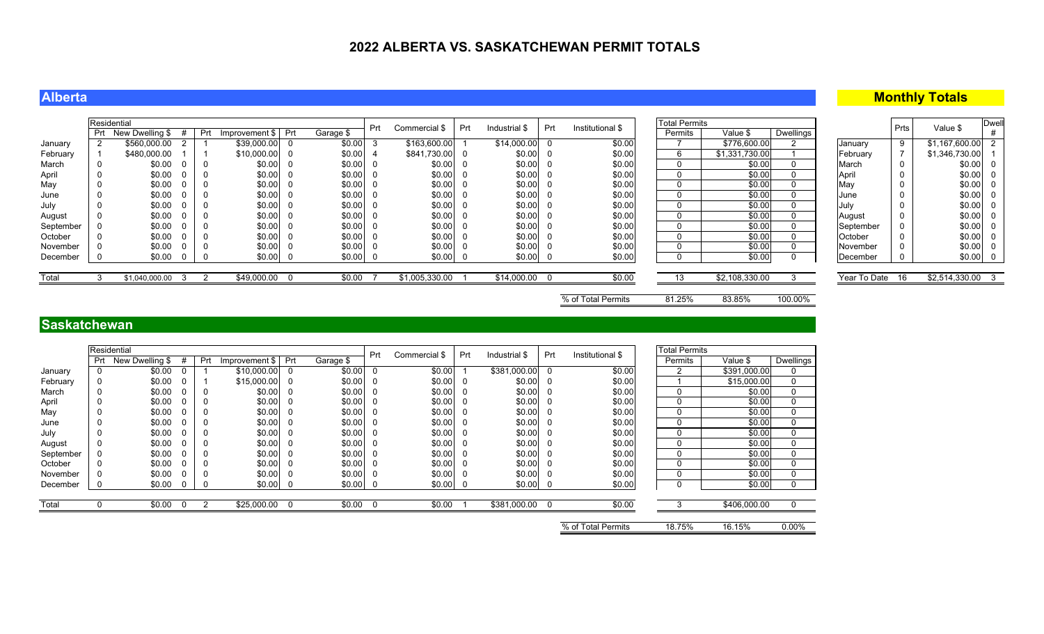# 2022 ALBERTA VS. SASKATCHEWAN PERMIT TOTALS

## Alberta

| | Residential | | | | | | | Prt | Commercial $ | Prt | Industrial $ | Prt | Institutional $ | Total Permits | | |
|---|---|---|---|---|---|---|---|---|---|---|---|---|---|---|---|---|
| | Prt | New Dwelling $ | # | Prt | Improvement $ | Prt | Garage $ | | | | | | | Permits | Value $ | Dwellings |
| January | 2 | $560,000.00 | 2 | 1 | $39,000.00 | 0 | $0.00 | 3 | $163,600.00 | 1 | $14,000.00 | 0 | $0.00 | 7 | $776,600.00 | 2 |
| February | 1 | $480,000.00 | 1 | 1 | $10,000.00 | 0 | $0.00 | 4 | $841,730.00 | 0 | $0.00 | 0 | $0.00 | 6 | $1,331,730.00 | 1 |
| March | 0 | $0.00 | 0 | 0 | $0.00 | 0 | $0.00 | 0 | $0.00 | 0 | $0.00 | 0 | $0.00 | 0 | $0.00 | 0 |
| April | 0 | $0.00 | 0 | 0 | $0.00 | 0 | $0.00 | 0 | $0.00 | 0 | $0.00 | 0 | $0.00 | 0 | $0.00 | 0 |
| May | 0 | $0.00 | 0 | 0 | $0.00 | 0 | $0.00 | 0 | $0.00 | 0 | $0.00 | 0 | $0.00 | 0 | $0.00 | 0 |
| June | 0 | $0.00 | 0 | 0 | $0.00 | 0 | $0.00 | 0 | $0.00 | 0 | $0.00 | 0 | $0.00 | 0 | $0.00 | 0 |
| July | 0 | $0.00 | 0 | 0 | $0.00 | 0 | $0.00 | 0 | $0.00 | 0 | $0.00 | 0 | $0.00 | 0 | $0.00 | 0 |
| August | 0 | $0.00 | 0 | 0 | $0.00 | 0 | $0.00 | 0 | $0.00 | 0 | $0.00 | 0 | $0.00 | 0 | $0.00 | 0 |
| September | 0 | $0.00 | 0 | 0 | $0.00 | 0 | $0.00 | 0 | $0.00 | 0 | $0.00 | 0 | $0.00 | 0 | $0.00 | 0 |
| October | 0 | $0.00 | 0 | 0 | $0.00 | 0 | $0.00 | 0 | $0.00 | 0 | $0.00 | 0 | $0.00 | 0 | $0.00 | 0 |
| November | 0 | $0.00 | 0 | 0 | $0.00 | 0 | $0.00 | 0 | $0.00 | 0 | $0.00 | 0 | $0.00 | 0 | $0.00 | 0 |
| December | 0 | $0.00 | 0 | 0 | $0.00 | 0 | $0.00 | 0 | $0.00 | 0 | $0.00 | 0 | $0.00 | 0 | $0.00 | 0 |
| Total | 3 | $1,040,000.00 | 3 | 2 | $49,000.00 | 0 | $0.00 | 7 | $1,005,330.00 | 1 | $14,000.00 | 0 | $0.00 | 13 | $2,108,330.00 | 3 |
| | | | | | | | | | | | | | % of Total Permits | 81.25% | 83.85% | 100.00% |

## Monthly Totals

| | Prts | Value $ | Dwell # |
|---|---|---|---|
| January | 9 | $1,167,600.00 | 2 |
| February | 7 | $1,346,730.00 | 1 |
| March | 0 | $0.00 | 0 |
| April | 0 | $0.00 | 0 |
| May | 0 | $0.00 | 0 |
| June | 0 | $0.00 | 0 |
| July | 0 | $0.00 | 0 |
| August | 0 | $0.00 | 0 |
| September | 0 | $0.00 | 0 |
| October | 0 | $0.00 | 0 |
| November | 0 | $0.00 | 0 |
| December | 0 | $0.00 | 0 |
| Year To Date | 16 | $2,514,330.00 | 3 |

## Saskatchewan

| | Residential | | | | | | | Prt | Commercial $ | Prt | Industrial $ | Prt | Institutional $ | Total Permits | | |
|---|---|---|---|---|---|---|---|---|---|---|---|---|---|---|---|---|
| | Prt | New Dwelling $ | # | Prt | Improvement $ | Prt | Garage $ | | | | | | | Permits | Value $ | Dwellings |
| January | 0 | $0.00 | 0 | 1 | $10,000.00 | 0 | $0.00 | 0 | $0.00 | 1 | $381,000.00 | 0 | $0.00 | 2 | $391,000.00 | 0 |
| February | 0 | $0.00 | 0 | 1 | $15,000.00 | 0 | $0.00 | 0 | $0.00 | 0 | $0.00 | 0 | $0.00 | 1 | $15,000.00 | 0 |
| March | 0 | $0.00 | 0 | 0 | $0.00 | 0 | $0.00 | 0 | $0.00 | 0 | $0.00 | 0 | $0.00 | 0 | $0.00 | 0 |
| April | 0 | $0.00 | 0 | 0 | $0.00 | 0 | $0.00 | 0 | $0.00 | 0 | $0.00 | 0 | $0.00 | 0 | $0.00 | 0 |
| May | 0 | $0.00 | 0 | 0 | $0.00 | 0 | $0.00 | 0 | $0.00 | 0 | $0.00 | 0 | $0.00 | 0 | $0.00 | 0 |
| June | 0 | $0.00 | 0 | 0 | $0.00 | 0 | $0.00 | 0 | $0.00 | 0 | $0.00 | 0 | $0.00 | 0 | $0.00 | 0 |
| July | 0 | $0.00 | 0 | 0 | $0.00 | 0 | $0.00 | 0 | $0.00 | 0 | $0.00 | 0 | $0.00 | 0 | $0.00 | 0 |
| August | 0 | $0.00 | 0 | 0 | $0.00 | 0 | $0.00 | 0 | $0.00 | 0 | $0.00 | 0 | $0.00 | 0 | $0.00 | 0 |
| September | 0 | $0.00 | 0 | 0 | $0.00 | 0 | $0.00 | 0 | $0.00 | 0 | $0.00 | 0 | $0.00 | 0 | $0.00 | 0 |
| October | 0 | $0.00 | 0 | 0 | $0.00 | 0 | $0.00 | 0 | $0.00 | 0 | $0.00 | 0 | $0.00 | 0 | $0.00 | 0 |
| November | 0 | $0.00 | 0 | 0 | $0.00 | 0 | $0.00 | 0 | $0.00 | 0 | $0.00 | 0 | $0.00 | 0 | $0.00 | 0 |
| December | 0 | $0.00 | 0 | 0 | $0.00 | 0 | $0.00 | 0 | $0.00 | 0 | $0.00 | 0 | $0.00 | 0 | $0.00 | 0 |
| Total | 0 | $0.00 | 0 | 2 | $25,000.00 | 0 | $0.00 | 0 | $0.00 | 1 | $381,000.00 | 0 | $0.00 | 3 | $406,000.00 | 0 |
| | | | | | | | | | | | | | % of Total Permits | 18.75% | 16.15% | 0.00% |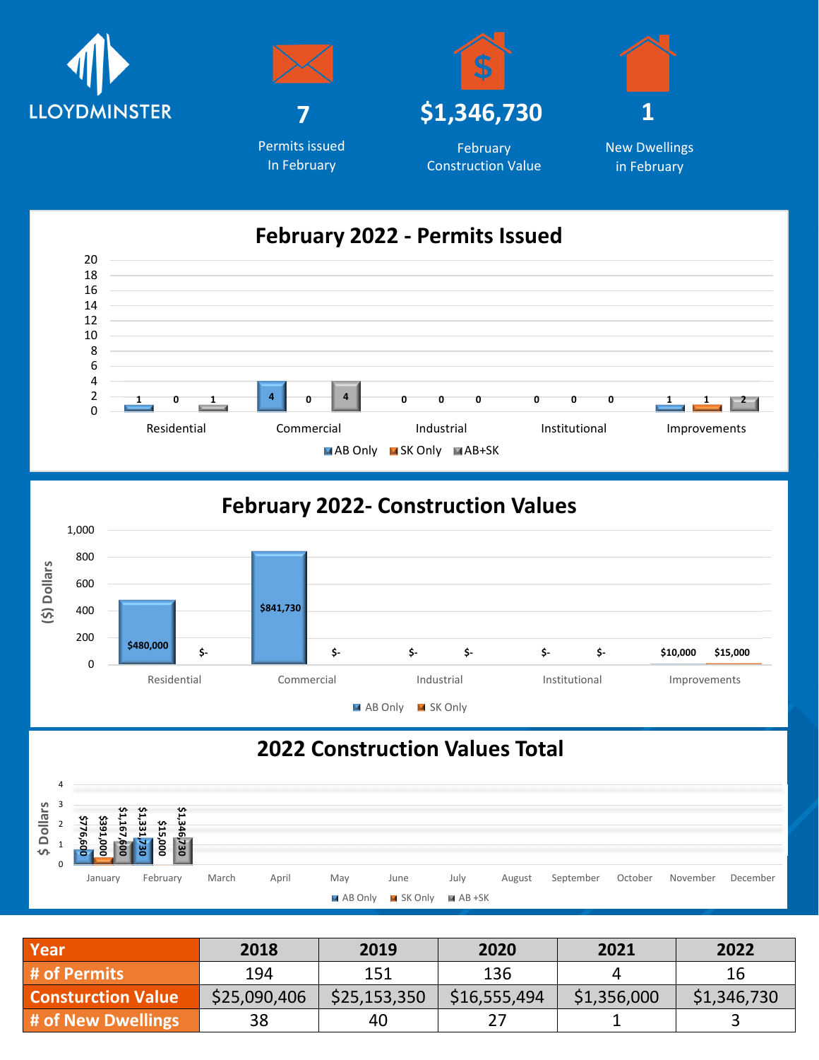LLOYDMINSTER

**7**
Permits issued
In February

**$1,346,730**
February
Construction Value

**1**
New Dwellings
in February

## February 2022 - Permits Issued

| | AB Only | SK Only | AB+SK |
|---|---|---|---|
| Residential | 1 | 0 | 1 |
| Commercial | 4 | 0 | 4 |
| Industrial | 0 | 0 | 0 |
| Institutional | 0 | 0 | 0 |
| Improvements | 1 | 1 | 2 |

## February 2022- Construction Values

| | AB Only | SK Only |
|---|---|---|
| Residential | $480,000 | $- |
| Commercial | $841,730 | $- |
| Industrial | $- | $- |
| Institutional | $- | $- |
| Improvements | $10,000 | $15,000 |

## 2022 Construction Values Total

| | AB Only | SK Only | AB +SK |
|---|---|---|---|
| January | $776,600 | $391,000 | $1,167,600 |
| February | $1,331,730 | $15,000 | $1,346,730 |

| Year | 2018 | 2019 | 2020 | 2021 | 2022 |
|---|---|---|---|---|---|
| # of Permits | 194 | 151 | 136 | 4 | 16 |
| Consturction Value | $25,090,406 | $25,153,350 | $16,555,494 | $1,356,000 | $1,346,730 |
| # of New Dwellings | 38 | 40 | 27 | 1 | 3 |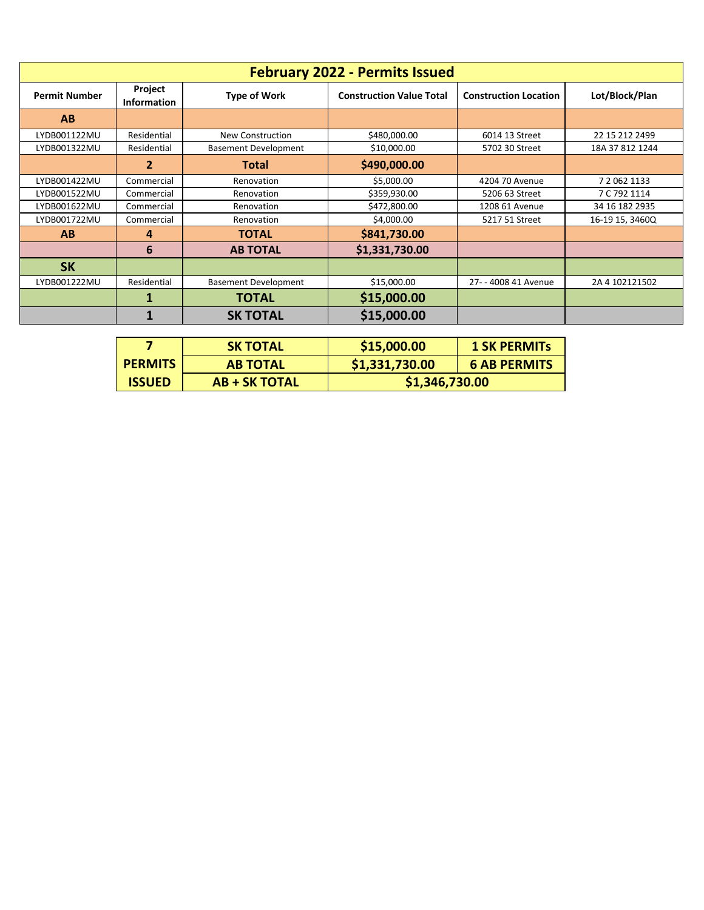## February 2022 - Permits Issued

| Permit Number | Project Information | Type of Work | Construction Value Total | Construction Location | Lot/Block/Plan |
|---|---|---|---|---|---|
| **AB** | | | | | |
| LYDB001122MU | Residential | New Construction | $480,000.00 | 6014 13 Street | 22 15 212 2499 |
| LYDB001322MU | Residential | Basement Development | $10,000.00 | 5702 30 Street | 18A 37 812 1244 |
| | **2** | **Total** | **$490,000.00** | | |
| LYDB001422MU | Commercial | Renovation | $5,000.00 | 4204 70 Avenue | 7 2 062 1133 |
| LYDB001522MU | Commercial | Renovation | $359,930.00 | 5206 63 Street | 7 C 792 1114 |
| LYDB001622MU | Commercial | Renovation | $472,800.00 | 1208 61 Avenue | 34 16 182 2935 |
| LYDB001722MU | Commercial | Renovation | $4,000.00 | 5217 51 Street | 16-19 15, 3460Q |
| **AB** | **4** | **TOTAL** | **$841,730.00** | | |
| | **6** | **AB TOTAL** | **$1,331,730.00** | | |
| **SK** | | | | | |
| LYDB001222MU | Residential | Basement Development | $15,000.00 | 27- - 4008 41 Avenue | 2A 4 102121502 |
| | **1** | **TOTAL** | **$15,000.00** | | |
| | **1** | **SK TOTAL** | **$15,000.00** | | |

| | | | |
|---|---|---|---|
| **7** | **SK TOTAL** | **$15,000.00** | **1 SK PERMITs** |
| **PERMITS** | **AB TOTAL** | **$1,331,730.00** | **6 AB PERMITS** |
| **ISSUED** | **AB + SK TOTAL** | **$1,346,730.00** | |